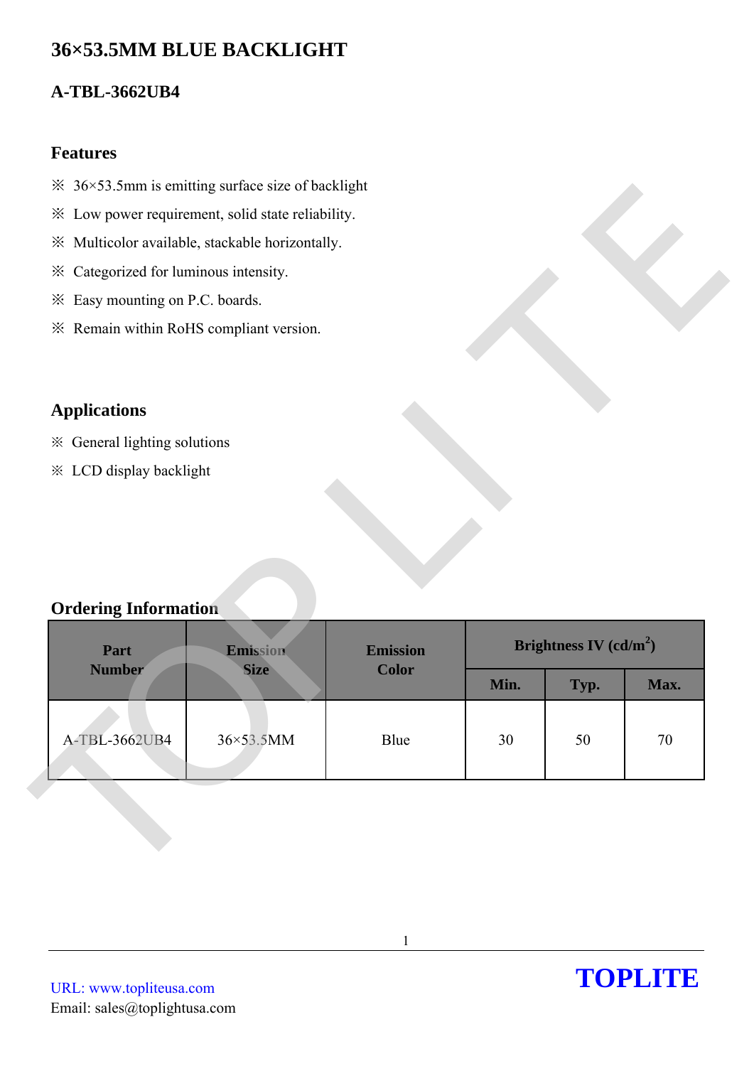# 36×53.5MM BLUE BACKLIGHT

## A-TBL-3662UB4

### Features

※ 36×53.5mm is emitting surface size of backlight

※ Low power requirement, solid state reliability.

※ Multicolor available, stackable horizontally.

※ Categorized for luminous intensity.

※ Easy mounting on P.C. boards.

※ Remain within RoHS compliant version.

### Applications

※ General lighting solutions

※ LCD display backlight

### Ordering Information

| Part Number | Emission Size | Emission Color | Brightness IV (cd/m$^2$) | | |
|---|---|---|---|---|---|
| | | | Min. | Typ. | Max. |
| A-TBL-3662UB4 | 36×53.5MM | Blue | 30 | 50 | 70 |

URL: www.topliteusa.com
Email: sales@toplightusa.com

**TOPLITE**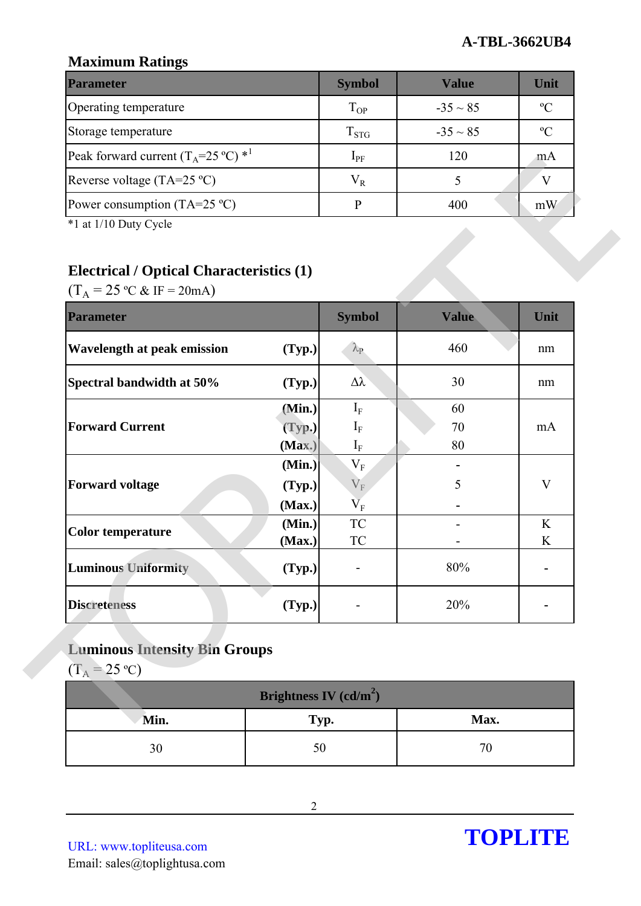## Maximum Ratings

| Parameter | Symbol | Value | Unit |
|---|---|---|---|
| Operating temperature | $T_{OP}$ | -35 ~ 85 | ºC |
| Storage temperature | $T_{STG}$ | -35 ~ 85 | ºC |
| Peak forward current ($T_A$=25 ºC) *1 | $I_{PF}$ | 120 | mA |
| Reverse voltage (TA=25 ºC) | $V_R$ | 5 | V |
| Power consumption (TA=25 ºC) | P | 400 | mW |

*1 at 1/10 Duty Cycle

## Electrical / Optical Characteristics (1)

($T_A$ = 25 ºC & IF = 20mA)

| Parameter | | Symbol | Value | Unit |
|---|---|---|---|---|
| **Wavelength at peak emission** | **(Typ.)** | $\lambda_P$ | 460 | nm |
| **Spectral bandwidth at 50%** | **(Typ.)** | $\Delta\lambda$ | 30 | nm |
| **Forward Current** | **(Min.)** | $I_F$ | 60 | mA |
| | **(Typ.)** | $I_F$ | 70 | |
| | **(Max.)** | $I_F$ | 80 | |
| **Forward voltage** | **(Min.)** | $V_F$ | - | V |
| | **(Typ.)** | $V_F$ | 5 | |
| | **(Max.)** | $V_F$ | - | |
| **Color temperature** | **(Min.)** | TC | - | K |
| | **(Max.)** | TC | - | K |
| **Luminous Uniformity** | **(Typ.)** | - | 80% | - |
| **Discreteness** | **(Typ.)** | - | 20% | - |

## Luminous Intensity Bin Groups

($T_A$ = 25 ºC)

| Brightness IV (cd/m$^2$) | | |
|---|---|---|
| **Min.** | **Typ.** | **Max.** |
| 30 | 50 | 70 |

URL: www.topliteusa.com
Email: sales@toplightusa.com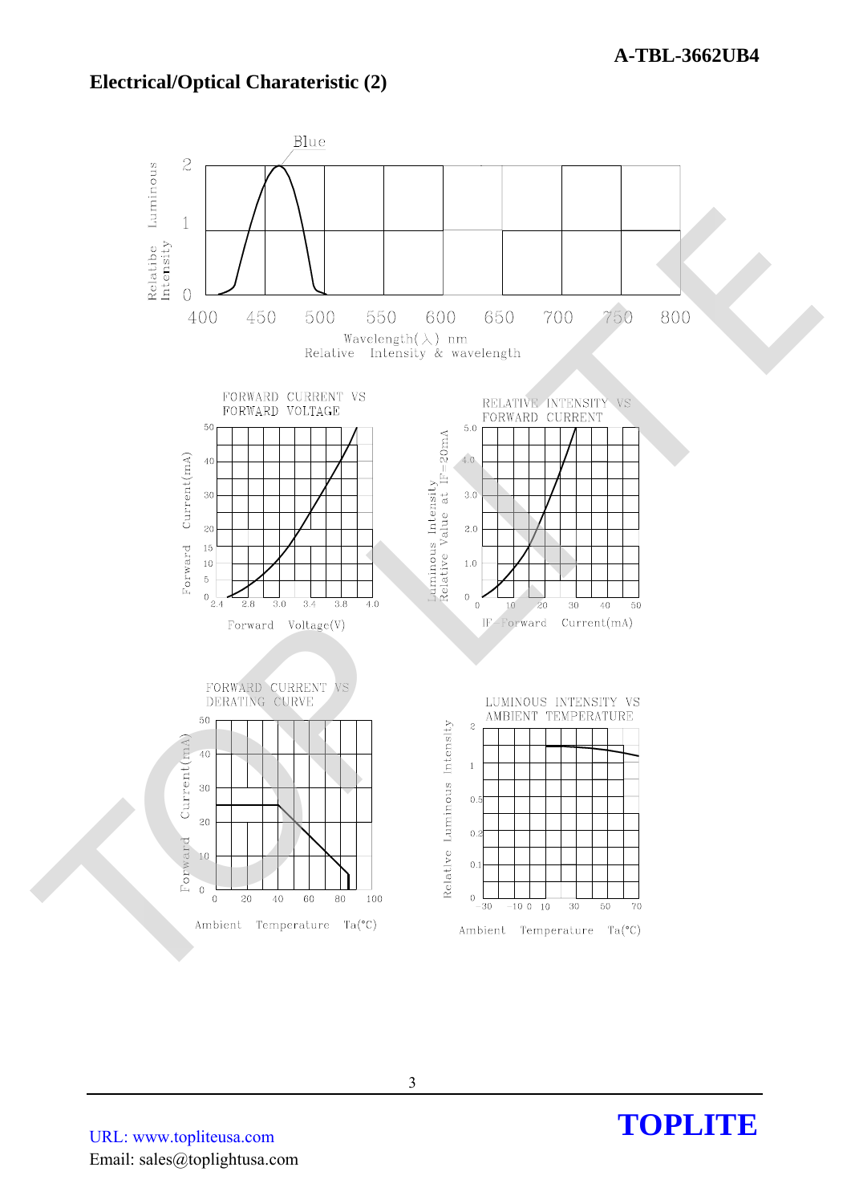## Electrical/Optical Charateristic (2)

Blue

Relatibe Luminous Intensity

Wavelength(λ) nm

Relative Intensity & wavelength

FORWARD CURRENT VS FORWARD VOLTAGE

Forward Current(mA)

Forward Voltage(V)

RELATIVE INTENSITY VS FORWARD CURRENT

Luminous Intensity Relative Value at IF=20mA

IF-Forward Current(mA)

FORWARD CURRENT VS DERATING CURVE

Forward Current(mA)

Ambient Temperature Ta(°C)

LUMINOUS INTENSITY VS AMBIENT TEMPERATURE

Relative Luminous Intensity

Ambient Temperature Ta(°C)

URL: www.topliteusa.com

Email: sales@toplightusa.com

**TOPLITE**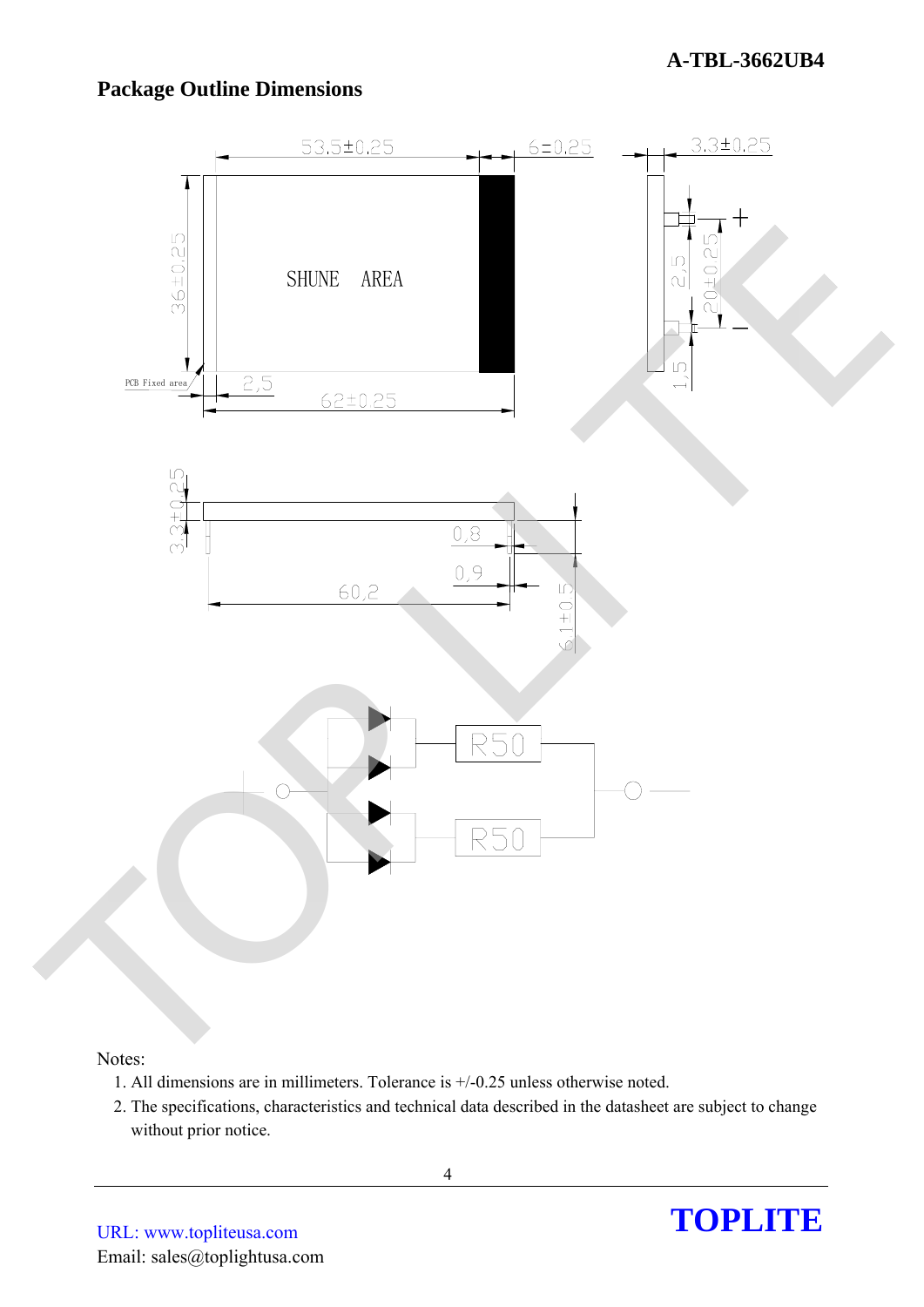## Package Outline Dimensions

Notes:

1. All dimensions are in millimeters. Tolerance is +/-0.25 unless otherwise noted.
2. The specifications, characteristics and technical data described in the datasheet are subject to change without prior notice.

URL: www.topliteusa.com

Email: sales@toplightusa.com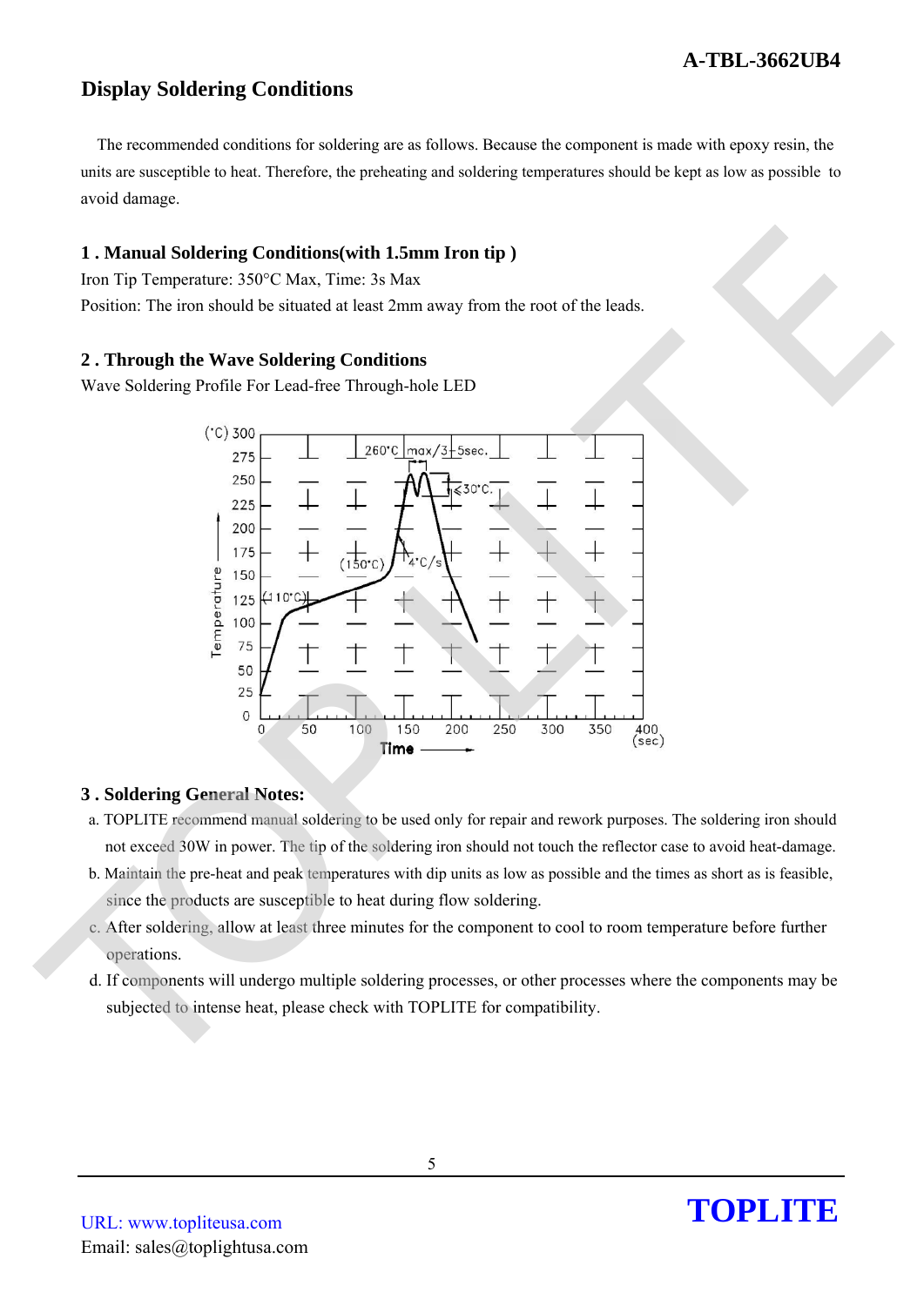## Display Soldering Conditions

The recommended conditions for soldering are as follows. Because the component is made with epoxy resin, the units are susceptible to heat. Therefore, the preheating and soldering temperatures should be kept as low as possible to avoid damage.

### 1 . Manual Soldering Conditions(with 1.5mm Iron tip )

Iron Tip Temperature: 350°C Max, Time: 3s Max

Position: The iron should be situated at least 2mm away from the root of the leads.

### 2 . Through the Wave Soldering Conditions

Wave Soldering Profile For Lead-free Through-hole LED

(°C) 300
275
250
225
200
175
150
125
100
75
50
25
0

Temperature

0 50 100 150 200 250 300 350 400 (sec)

Time

260°C max/3~5sec.

<30°C.

(150°C)

4°C/s

(110°C)

### 3 . Soldering General Notes:

a. TOPLITE recommend manual soldering to be used only for repair and rework purposes. The soldering iron should not exceed 30W in power. The tip of the soldering iron should not touch the reflector case to avoid heat-damage.

b. Maintain the pre-heat and peak temperatures with dip units as low as possible and the times as short as is feasible, since the products are susceptible to heat during flow soldering.

c. After soldering, allow at least three minutes for the component to cool to room temperature before further operations.

d. If components will undergo multiple soldering processes, or other processes where the components may be subjected to intense heat, please check with TOPLITE for compatibility.